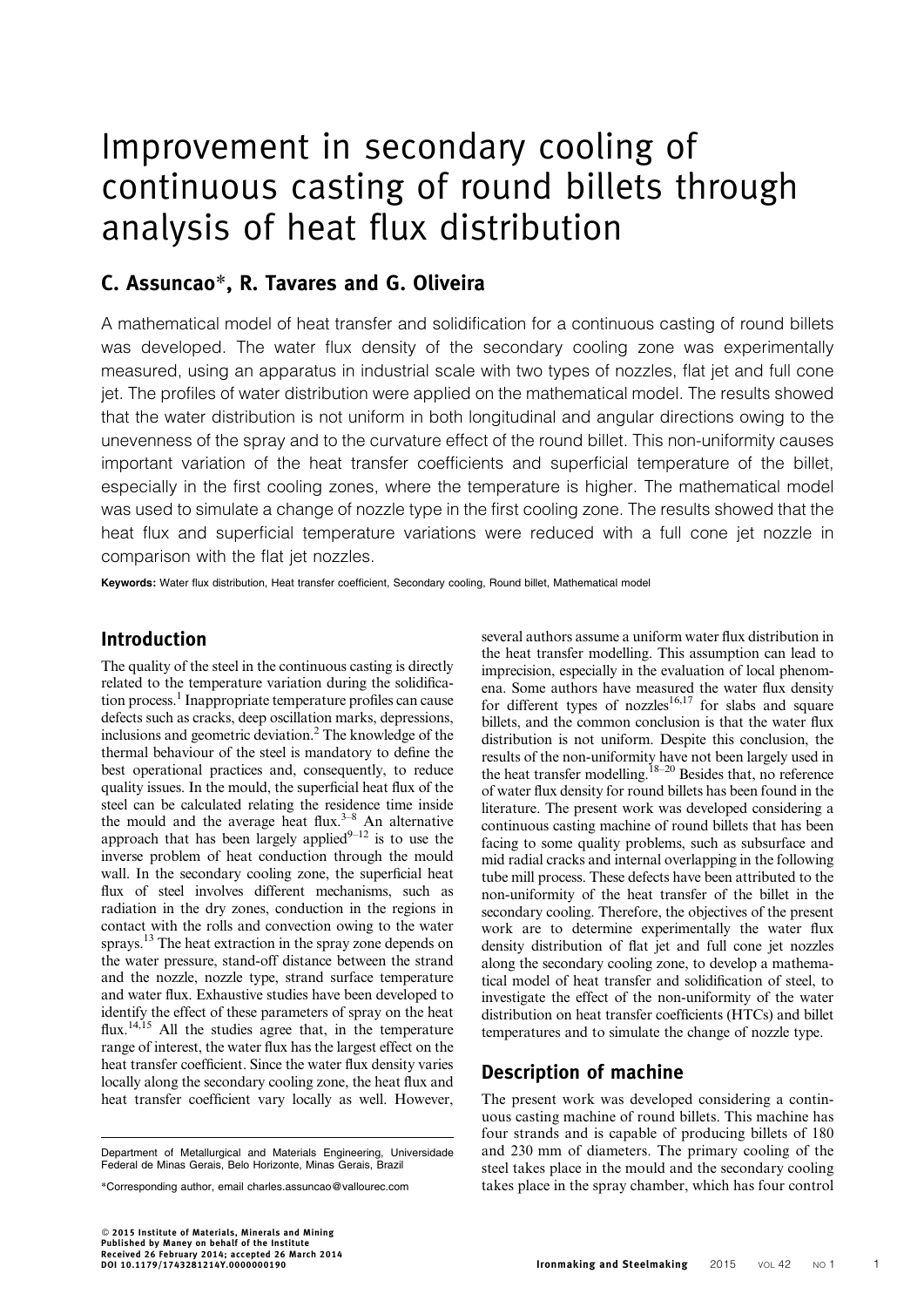# Improvement in secondary cooling of continuous casting of round billets through analysis of heat flux distribution

## C. Assuncao*, R. Tavares and G. Oliveira

A mathematical model of heat transfer and solidification for a continuous casting of round billets was developed. The water flux density of the secondary cooling zone was experimentally measured, using an apparatus in industrial scale with two types of nozzles, flat jet and full cone jet. The profiles of water distribution were applied on the mathematical model. The results showed that the water distribution is not uniform in both longitudinal and angular directions owing to the unevenness of the spray and to the curvature effect of the round billet. This non-uniformity causes important variation of the heat transfer coefficients and superficial temperature of the billet, especially in the first cooling zones, where the temperature is higher. The mathematical model was used to simulate a change of nozzle type in the first cooling zone. The results showed that the heat flux and superficial temperature variations were reduced with a full cone jet nozzle in comparison with the flat jet nozzles.

**Keywords:** Water flux distribution, Heat transfer coefficient, Secondary cooling, Round billet, Mathematical model

## Introduction

The quality of the steel in the continuous casting is directly related to the temperature variation during the solidification process.[1] Inappropriate temperature profiles can cause defects such as cracks, deep oscillation marks, depressions, inclusions and geometric deviation.[2] The knowledge of the thermal behaviour of the steel is mandatory to define the best operational practices and, consequently, to reduce quality issues. In the mould, the superficial heat flux of the steel can be calculated relating the residence time inside the mould and the average heat flux.[3–8] An alternative approach that has been largely applied[9–12] is to use the inverse problem of heat conduction through the mould wall. In the secondary cooling zone, the superficial heat flux of steel involves different mechanisms, such as radiation in the dry zones, conduction in the regions in contact with the rolls and convection owing to the water sprays.[13] The heat extraction in the spray zone depends on the water pressure, stand-off distance between the strand and the nozzle, nozzle type, strand surface temperature and water flux. Exhaustive studies have been developed to identify the effect of these parameters of spray on the heat flux.[14,15] All the studies agree that, in the temperature range of interest, the water flux has the largest effect on the heat transfer coefficient. Since the water flux density varies locally along the secondary cooling zone, the heat flux and heat transfer coefficient vary locally as well. However, several authors assume a uniform water flux distribution in the heat transfer modelling. This assumption can lead to imprecision, especially in the evaluation of local phenomena. Some authors have measured the water flux density for different types of nozzles[16,17] for slabs and square billets, and the common conclusion is that the water flux distribution is not uniform. Despite this conclusion, the results of the non-uniformity have not been largely used in the heat transfer modelling.[18–20] Besides that, no reference of water flux density for round billets has been found in the literature. The present work was developed considering a continuous casting machine of round billets that has been facing to some quality problems, such as subsurface and mid radial cracks and internal overlapping in the following tube mill process. These defects have been attributed to the non-uniformity of the heat transfer of the billet in the secondary cooling. Therefore, the objectives of the present work are to determine experimentally the water flux density distribution of flat jet and full cone jet nozzles along the secondary cooling zone, to develop a mathematical model of heat transfer and solidification of steel, to investigate the effect of the non-uniformity of the water distribution on heat transfer coefficients (HTCs) and billet temperatures and to simulate the change of nozzle type.

## Description of machine

The present work was developed considering a continuous casting machine of round billets. This machine has four strands and is capable of producing billets of 180 and 230 mm of diameters. The primary cooling of the steel takes place in the mould and the secondary cooling takes place in the spray chamber, which has four control

Department of Metallurgical and Materials Engineering, Universidade Federal de Minas Gerais, Belo Horizonte, Minas Gerais, Brazil

*Corresponding author, email charles.assuncao@vallourec.com

© 2015 Institute of Materials, Minerals and Mining
Published by Maney on behalf of the Institute
Received 26 February 2014; accepted 26 March 2014
DOI 10.1179/1743281214Y.0000000190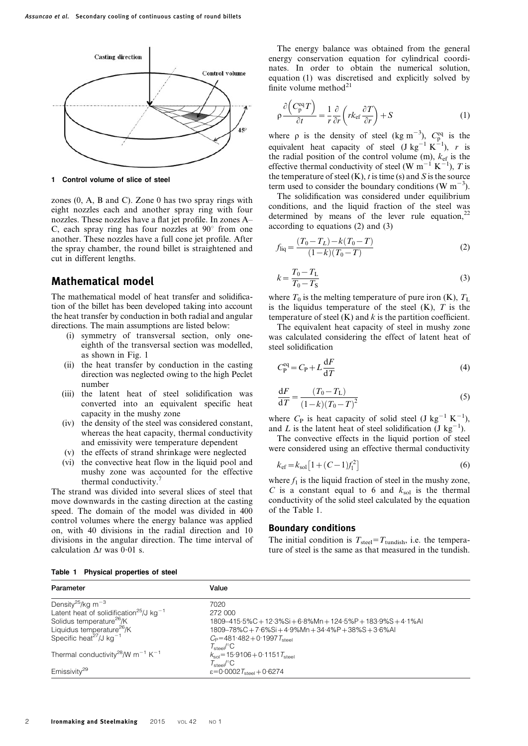Casting direction

Control volume

45°

**1 Control volume of slice of steel**

zones (0, A, B and C). Zone 0 has two spray rings with eight nozzles each and another spray ring with four nozzles. These nozzles have a flat jet profile. In zones A–C, each spray ring has four nozzles at 90° from one another. These nozzles have a full cone jet profile. After the spray chamber, the round billet is straightened and cut in different lengths.

## Mathematical model

The mathematical model of heat transfer and solidification of the billet has been developed taking into account the heat transfer by conduction in both radial and angular directions. The main assumptions are listed below:

(i) symmetry of transversal section, only one-eighth of the transversal section was modelled, as shown in Fig. 1

(ii) the heat transfer by conduction in the casting direction was neglected owing to the high Peclet number

(iii) the latent heat of steel solidification was converted into an equivalent specific heat capacity in the mushy zone

(iv) the density of the steel was considered constant, whereas the heat capacity, thermal conductivity and emissivity were temperature dependent

(v) the effects of strand shrinkage were neglected

(vi) the convective heat flow in the liquid pool and mushy zone was accounted for the effective thermal conductivity.[7]

The strand was divided into several slices of steel that move downwards in the casting direction at the casting speed. The domain of the model was divided in 400 control volumes where the energy balance was applied on, with 40 divisions in the radial direction and 10 divisions in the angular direction. The time interval of calculation $\Delta t$ was 0·01 s.

The energy balance was obtained from the general energy conservation equation for cylindrical coordinates. In order to obtain the numerical solution, equation (1) was discretised and explicitly solved by finite volume method[21]

$$\rho \frac{\partial \left( C_{\mathrm{P}}^{\mathrm{eq}} T \right)}{\partial t} = \frac{1}{r} \frac{\partial}{\partial r} \left( r k_{\mathrm{ef}} \frac{\partial T}{\partial r} \right) + S \tag{1}$$

where $\rho$ is the density of steel (kg m$^{-3}$), $C_{\mathrm{P}}^{\mathrm{eq}}$ is the equivalent heat capacity of steel (J kg$^{-1}$ K$^{-1}$), $r$ is the radial position of the control volume (m), $k_{\mathrm{ef}}$ is the effective thermal conductivity of steel (W m$^{-1}$ K$^{-1}$), $T$ is the temperature of steel (K), $t$ is time (s) and $S$ is the source term used to consider the boundary conditions (W m$^{-3}$).

The solidification was considered under equilibrium conditions, and the liquid fraction of the steel was determined by means of the lever rule equation,[22] according to equations (2) and (3)

$$f_{\mathrm{liq}} = \frac{(T_0 - T_L) - k(T_0 - T)}{(1-k)(T_0 - T)} \tag{2}$$

$$k = \frac{T_0 - T_{\mathrm{L}}}{T_0 - T_{\mathrm{S}}} \tag{3}$$

where $T_0$ is the melting temperature of pure iron (K), $T_{\mathrm{L}}$ is the liquidus temperature of the steel (K), $T$ is the temperature of steel (K) and $k$ is the partition coefficient.

The equivalent heat capacity of steel in mushy zone was calculated considering the effect of latent heat of steel solidification

$$C_{\mathrm{P}}^{\mathrm{eq}} = C_{\mathrm{P}} + L \frac{\mathrm{d}F}{\mathrm{d}T} \tag{4}$$

$$\frac{\mathrm{d}F}{\mathrm{d}T} = \frac{(T_0 - T_{\mathrm{L}})}{(1-k)(T_0 - T)^2} \tag{5}$$

where $C_{\mathrm{P}}$ is heat capacity of solid steel (J kg$^{-1}$ K$^{-1}$), and $L$ is the latent heat of steel solidification (J kg$^{-1}$).

The convective effects in the liquid portion of steel were considered using an effective thermal conductivity

$$k_{\mathrm{ef}} = k_{\mathrm{sol}} \left[ 1 + (C-1) f_{\mathrm{l}}^2 \right] \tag{6}$$

where $f_{\mathrm{l}}$ is the liquid fraction of steel in the mushy zone, $C$ is a constant equal to 6 and $k_{\mathrm{sol}}$ is the thermal conductivity of the solid steel calculated by the equation of the Table 1.

### Boundary conditions

The initial condition is $T_{\mathrm{steel}} = T_{\mathrm{tundish}}$, i.e. the temperature of steel is the same as that measured in the tundish.

**Table 1 Physical properties of steel**

| Parameter | Value |
|---|---|
| Density[25]/kg m$^{-3}$ | 7020 |
| Latent heat of solidification[25]/J kg$^{-1}$ | 272 000 |
| Solidus temperature[26]/K | 1809–415·5%C+12·3%Si+6·8%Mn+124·5%P+183·9%S+4·1%Al |
| Liquidus temperature[26]/K | 1809–78%C+7·6%Si+4·9%Mn+34·4%P+38%S+3·6%Al |
| Specific heat[27]/J kg$^{-1}$ | $C_{\mathrm{P}}$=481·482+0·1997$T_{\mathrm{steel}}$ <br> $T_{\mathrm{steel}}$/°C |
| Thermal conductivity[28]/W m$^{-1}$ K$^{-1}$ | $k_{\mathrm{sol}}$=15·9106+0·1151$T_{\mathrm{steel}}$ <br> $T_{\mathrm{steel}}$/°C |
| Emissivity[29] | $\varepsilon$=0·0002$T_{\mathrm{steel}}$+0·6274 |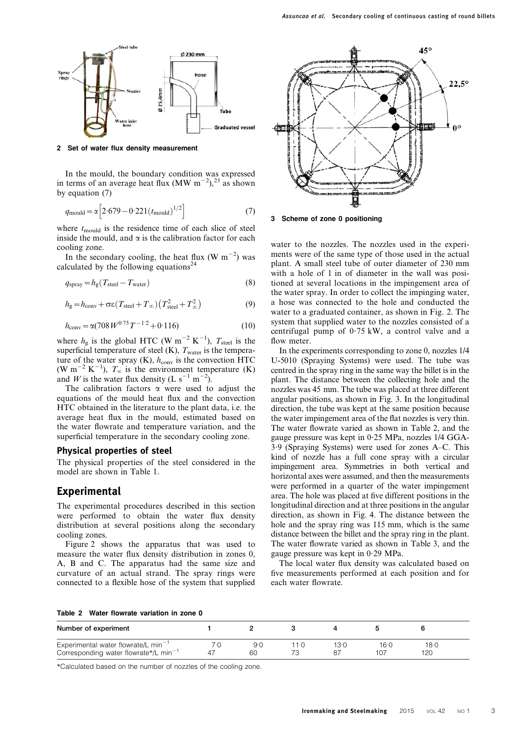2 Set of water flux density measurement

In the mould, the boundary condition was expressed in terms of an average heat flux (MW m$^{-2}$),[23] as shown by equation (7)

$$q_{\rm mould} = \alpha\left[2{\cdot}679 - 0{\cdot}221(t_{\rm mould})^{1/2}\right] \tag{7}$$

where $t_{\rm mould}$ is the residence time of each slice of steel inside the mould, and $\alpha$ is the calibration factor for each cooling zone.

In the secondary cooling, the heat flux (W m$^{-2}$) was calculated by the following equations[24]

$$q_{\rm spray} = h_{\rm g}(T_{\rm steel} - T_{\rm water}) \tag{8}$$

$$h_{\rm g} = h_{\rm conv} + \sigma\varepsilon(T_{\rm steel} + T_{\infty})\left(T_{\rm steel}^2 + T_{\infty}^2\right) \tag{9}$$

$$h_{\rm conv} = \alpha(708\,W^{0{\cdot}75}T^{-1{\cdot}2} + 0{\cdot}116) \tag{10}$$

where $h_{\rm g}$ is the global HTC (W m$^{-2}$ K$^{-1}$), $T_{\rm steel}$ is the superficial temperature of steel (K), $T_{\rm water}$ is the temperature of the water spray (K), $h_{\rm conv}$ is the convection HTC (W m$^{-2}$ K$^{-1}$), $T_{\infty}$ is the environment temperature (K) and $W$ is the water flux density (L s$^{-1}$ m$^{-2}$).

The calibration factors $\alpha$ were used to adjust the equations of the mould heat flux and the convection HTC obtained in the literature to the plant data, i.e. the average heat flux in the mould, estimated based on the water flowrate and temperature variation, and the superficial temperature in the secondary cooling zone.

### Physical properties of steel

The physical properties of the steel considered in the model are shown in Table 1.

## Experimental

The experimental procedures described in this section were performed to obtain the water flux density distribution at several positions along the secondary cooling zones.

Figure 2 shows the apparatus that was used to measure the water flux density distribution in zones 0, A, B and C. The apparatus had the same size and curvature of an actual strand. The spray rings were connected to a flexible hose of the system that supplied water to the nozzles. The nozzles used in the experiments were of the same type of those used in the actual plant. A small steel tube of outer diameter of 230 mm with a hole of 1 in of diameter in the wall was positioned at several locations in the impingement area of the water spray. In order to collect the impinging water, a hose was connected to the hole and conducted the water to a graduated container, as shown in Fig. 2. The system that supplied water to the nozzles consisted of a centrifugal pump of 0·75 kW, a control valve and a flow meter.

3 Scheme of zone 0 positioning

In the experiments corresponding to zone 0, nozzles 1/4 U-5010 (Spraying Systems) were used. The tube was centred in the spray ring in the same way the billet is in the plant. The distance between the collecting hole and the nozzles was 45 mm. The tube was placed at three different angular positions, as shown in Fig. 3. In the longitudinal direction, the tube was kept at the same position because the water impingement area of the flat nozzles is very thin. The water flowrate varied as shown in Table 2, and the gauge pressure was kept in 0·25 MPa, nozzles 1/4 GGA-3·9 (Spraying Systems) were used for zones A–C. This kind of nozzle has a full cone spray with a circular impingement area. Symmetries in both vertical and horizontal axes were assumed, and then the measurements were performed in a quarter of the water impingement area. The hole was placed at five different positions in the longitudinal direction and at three positions in the angular direction, as shown in Fig. 4. The distance between the hole and the spray ring was 115 mm, which is the same distance between the billet and the spray ring in the plant. The water flowrate varied as shown in Table 3, and the gauge pressure was kept in 0·29 MPa.

The local water flux density was calculated based on five measurements performed at each position and for each water flowrate.

Table 2 Water flowrate variation in zone 0

| Number of experiment | 1 | 2 | 3 | 4 | 5 | 6 |
|---|---|---|---|---|---|---|
| Experimental water flowrate/L min$^{-1}$ | 7·0 | 9·0 | 11·0 | 13·0 | 16·0 | 18·0 |
| Corresponding water flowrate*/L min$^{-1}$ | 47 | 60 | 73 | 87 | 107 | 120 |

*Calculated based on the number of nozzles of the cooling zone.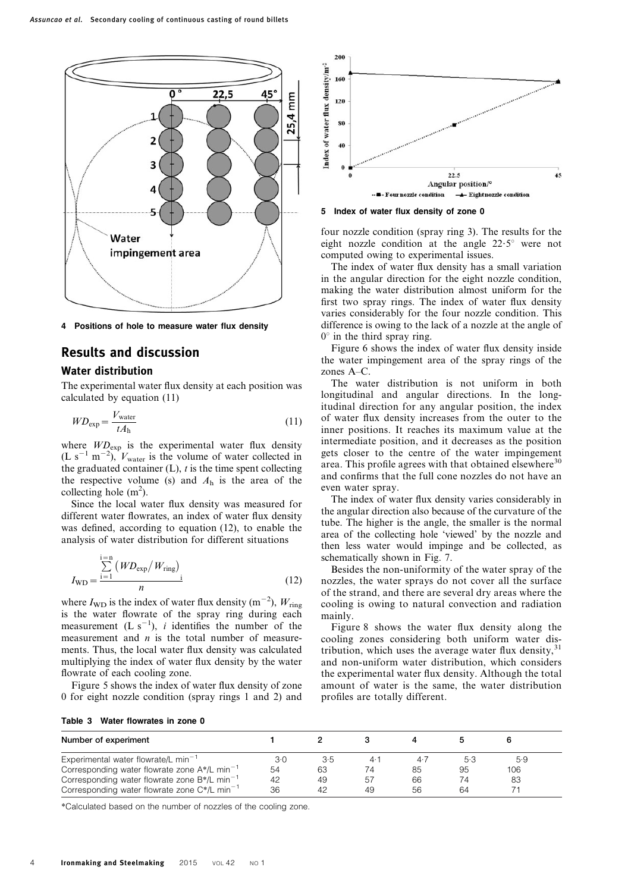0°
22,5
45°
25,4 mm
1
2
3
4
5
Water impingement area

4 Positions of hole to measure water flux density

200
160
120
80
40
0
Index of water flux density/m$^{-2}$
0
22.5
45
Angular position/°
Four nozzle condition
Eight nozzle condition

5 Index of water flux density of zone 0

## Results and discussion

### Water distribution

The experimental water flux density at each position was calculated by equation (11)

$$WD_{\mathrm{exp}} = \frac{V_{\mathrm{water}}}{tA_{\mathrm{h}}} \tag{11}$$

where $WD_{\mathrm{exp}}$ is the experimental water flux density (L s$^{-1}$ m$^{-2}$), $V_{\mathrm{water}}$ is the volume of water collected in the graduated container (L), $t$ is the time spent collecting the respective volume (s) and $A_{\mathrm{h}}$ is the area of the collecting hole (m$^2$).

Since the local water flux density was measured for different water flowrates, an index of water flux density was defined, according to equation (12), to enable the analysis of water distribution for different situations

$$I_{\mathrm{WD}} = \frac{\sum_{i=1}^{i=n} \left( WD_{\mathrm{exp}} / W_{\mathrm{ring}} \right)_i}{n} \tag{12}$$

where $I_{\mathrm{WD}}$ is the index of water flux density (m$^{-2}$), $W_{\mathrm{ring}}$ is the water flowrate of the spray ring during each measurement (L s$^{-1}$), $i$ identifies the number of the measurement and $n$ is the total number of measurements. Thus, the local water flux density was calculated multiplying the index of water flux density by the water flowrate of each cooling zone.

Figure 5 shows the index of water flux density of zone 0 for eight nozzle condition (spray rings 1 and 2) and four nozzle condition (spray ring 3). The results for the eight nozzle condition at the angle 22·5° were not computed owing to experimental issues.

The index of water flux density has a small variation in the angular direction for the eight nozzle condition, making the water distribution almost uniform for the first two spray rings. The index of water flux density varies considerably for the four nozzle condition. This difference is owing to the lack of a nozzle at the angle of 0° in the third spray ring.

Figure 6 shows the index of water flux density inside the water impingement area of the spray rings of the zones A–C.

The water distribution is not uniform in both longitudinal and angular directions. In the longitudinal direction for any angular position, the index of water flux density increases from the outer to the inner positions. It reaches its maximum value at the intermediate position, and it decreases as the position gets closer to the centre of the water impingement area. This profile agrees with that obtained elsewhere[30] and confirms that the full cone nozzles do not have an even water spray.

The index of water flux density varies considerably in the angular direction also because of the curvature of the tube. The higher is the angle, the smaller is the normal area of the collecting hole 'viewed' by the nozzle and then less water would impinge and be collected, as schematically shown in Fig. 7.

Besides the non-uniformity of the water spray of the nozzles, the water sprays do not cover all the surface of the strand, and there are several dry areas where the cooling is owing to natural convection and radiation mainly.

Figure 8 shows the water flux density along the cooling zones considering both uniform water distribution, which uses the average water flux density,[31] and non-uniform water distribution, which considers the experimental water flux density. Although the total amount of water is the same, the water distribution profiles are totally different.

**Table 3 Water flowrates in zone 0**

| Number of experiment | 1 | 2 | 3 | 4 | 5 | 6 |
|---|---|---|---|---|---|---|
| Experimental water flowrate/L min$^{-1}$ | 3·0 | 3·5 | 4·1 | 4·7 | 5·3 | 5·9 |
| Corresponding water flowrate zone A*/L min$^{-1}$ | 54 | 63 | 74 | 85 | 95 | 106 |
| Corresponding water flowrate zone B*/L min$^{-1}$ | 42 | 49 | 57 | 66 | 74 | 83 |
| Corresponding water flowrate zone C*/L min$^{-1}$ | 36 | 42 | 49 | 56 | 64 | 71 |

*Calculated based on the number of nozzles of the cooling zone.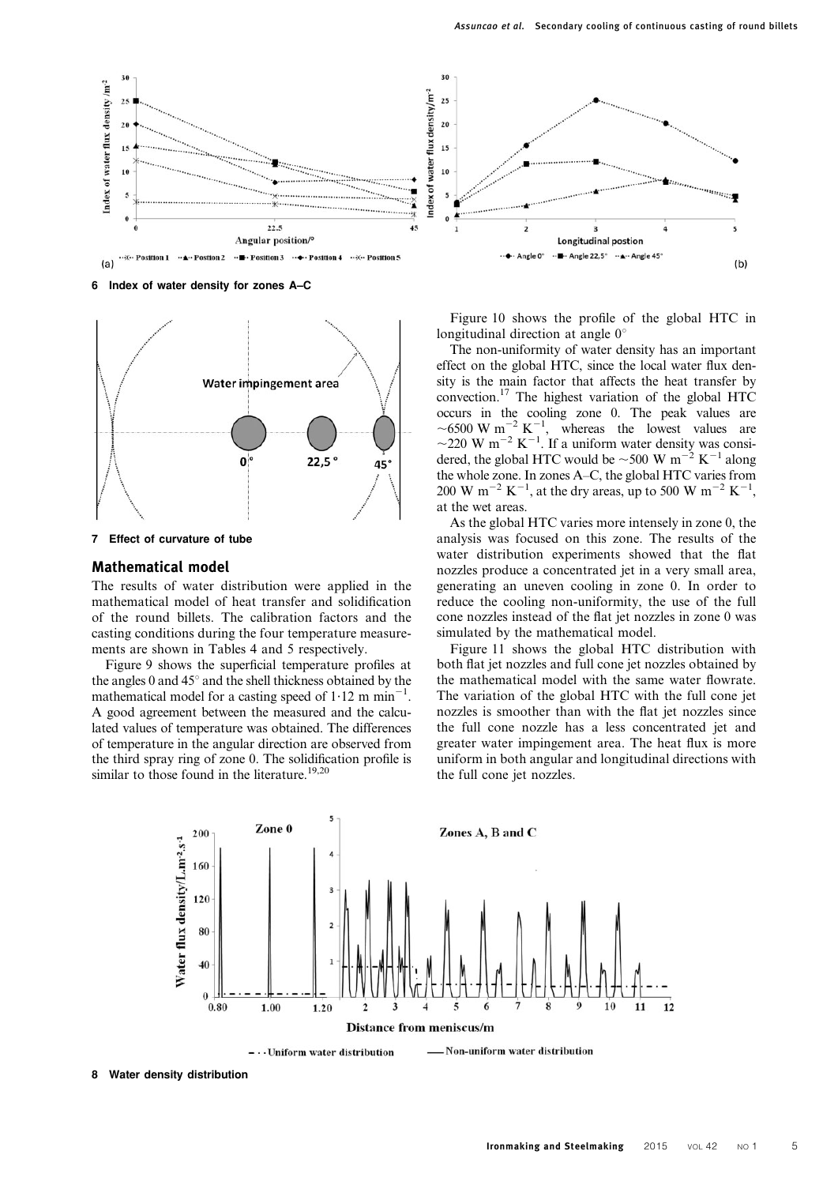Index of water flux density /m$^{-2}$

30
25
20
15
10
5
0

0
22.5
45

Angular position/°

(a)

Position 1 Postion 2 Position 3 Position 4 Position 5

Index of water flux density/m$^{-2}$

30
25
20
15
10
5
0

1
2
3
4
5

Longitudinal postion

Angle 0° Angle 22,5° Angle 45°

(b)

6 Index of water density for zones A–C

Water impingement area

0°
22,5°
45°

7 Effect of curvature of tube

## Mathematical model

The results of water distribution were applied in the mathematical model of heat transfer and solidification of the round billets. The calibration factors and the casting conditions during the four temperature measurements are shown in Tables 4 and 5 respectively.

Figure 9 shows the superficial temperature profiles at the angles 0 and 45° and the shell thickness obtained by the mathematical model for a casting speed of 1·12 m min$^{-1}$. A good agreement between the measured and the calculated values of temperature was obtained. The differences of temperature in the angular direction are observed from the third spray ring of zone 0. The solidification profile is similar to those found in the literature.[19,20]

Figure 10 shows the profile of the global HTC in longitudinal direction at angle 0°

The non-uniformity of water density has an important effect on the global HTC, since the local water flux density is the main factor that affects the heat transfer by convection.[17] The highest variation of the global HTC occurs in the cooling zone 0. The peak values are ~6500 W m$^{-2}$ K$^{-1}$, whereas the lowest values are ~220 W m$^{-2}$ K$^{-1}$. If a uniform water density was considered, the global HTC would be ~500 W m$^{-2}$ K$^{-1}$ along the whole zone. In zones A–C, the global HTC varies from 200 W m$^{-2}$ K$^{-1}$, at the dry areas, up to 500 W m$^{-2}$ K$^{-1}$, at the wet areas.

As the global HTC varies more intensely in zone 0, the analysis was focused on this zone. The results of the water distribution experiments showed that the flat nozzles produce a concentrated jet in a very small area, generating an uneven cooling in zone 0. In order to reduce the cooling non-uniformity, the use of the full cone nozzles instead of the flat jet nozzles in zone 0 was simulated by the mathematical model.

Figure 11 shows the global HTC distribution with both flat jet nozzles and full cone jet nozzles obtained by the mathematical model with the same water flowrate. The variation of the global HTC with the full cone jet nozzles is smoother than with the flat jet nozzles since the full cone nozzle has a less concentrated jet and greater water impingement area. The heat flux is more uniform in both angular and longitudinal directions with the full cone jet nozzles.

Water flux density/L.m$^{-2}$.s$^{-1}$

Zone 0

200
160
120
80
40
0

0.80
1.00
1.20

Zones A, B and C

5
4
3
2
1
0

2
3
4
5
6
7
8
9
10
11
12

Distance from meniscus/m

Uniform water distribution
Non-uniform water distribution

8 Water density distribution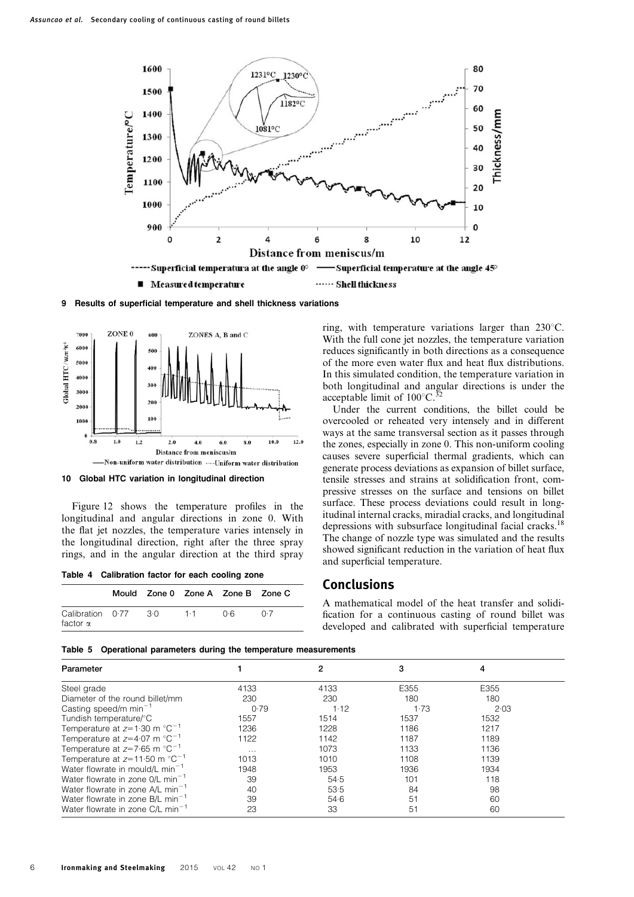1600
1500
1400
1300
1200
1100
1000
900

80
70
60
50
40
30
20
10
0

1231ºC 1230ºC
1182ºC
1081ºC

Temperature/ºC

Thickness/mm

0 2 4 6 8 10 12

Distance from meniscus/m

-----Superficial temperatura at the angle 0° ——Superficial temperature at the angle 45°

■ Measured temperature ······ Shell thickness

**9 Results of superficial temperature and shell thickness variations**

ZONE 0

ZONES A, B and C

Global HTC / W m⁻² K⁻¹

7000
6000
5000
4000
3000
2000
1000
0

600
500
400
300
200
100

0.8 1.0 1.2 2.0 4.0 6.0 8.0 10.0 12.0

Distance from meniscus/m

—Non-uniform water distribution ·····Uniform water distribution

**10 Global HTC variation in longitudinal direction**

Figure 12 shows the temperature profiles in the longitudinal and angular directions in zone 0. With the flat jet nozzles, the temperature varies intensely in the longitudinal direction, right after the three spray rings, and in the angular direction at the third spray ring, with temperature variations larger than 230°C. With the full cone jet nozzles, the temperature variation reduces significantly in both directions as a consequence of the more even water flux and heat flux distributions. In this simulated condition, the temperature variation in both longitudinal and angular directions is under the acceptable limit of 100°C.[32]

Under the current conditions, the billet could be overcooled or reheated very intensely and in different ways at the same transversal section as it passes through the zones, especially in zone 0. This non-uniform cooling causes severe superficial thermal gradients, which can generate process deviations as expansion of billet surface, tensile stresses and strains at solidification front, compressive stresses on the surface and tensions on billet surface. These process deviations could result in longitudinal internal cracks, miradial cracks, and longitudinal depressions with subsurface longitudinal facial cracks.[18] The change of nozzle type was simulated and the results showed significant reduction in the variation of heat flux and superficial temperature.

**Table 4 Calibration factor for each cooling zone**

| | Mould | Zone 0 | Zone A | Zone B | Zone C |
|---|---|---|---|---|---|
| Calibration factor $\alpha$ | 0·77 | 3·0 | 1·1 | 0·6 | 0·7 |

## Conclusions

A mathematical model of the heat transfer and solidification for a continuous casting of round billet was developed and calibrated with superficial temperature

**Table 5 Operational parameters during the temperature measurements**

| Parameter | 1 | 2 | 3 | 4 |
|---|---|---|---|---|
| Steel grade | 4133 | 4133 | E355 | E355 |
| Diameter of the round billet/mm | 230 | 230 | 180 | 180 |
| Casting speed/m min$^{-1}$ | 0·79 | 1·12 | 1·73 | 2·03 |
| Tundish temperature/°C | 1557 | 1514 | 1537 | 1532 |
| Temperature at $z$=1·30 m °C$^{-1}$ | 1236 | 1228 | 1186 | 1217 |
| Temperature at $z$=4·07 m °C$^{-1}$ | 1122 | 1142 | 1187 | 1189 |
| Temperature at $z$=7·65 m °C$^{-1}$ | ... | 1073 | 1133 | 1136 |
| Temperature at $z$=11·50 m °C$^{-1}$ | 1013 | 1010 | 1108 | 1139 |
| Water flowrate in mould/L min$^{-1}$ | 1948 | 1953 | 1936 | 1934 |
| Water flowrate in zone 0/L min$^{-1}$ | 39 | 54·5 | 101 | 118 |
| Water flowrate in zone A/L min$^{-1}$ | 40 | 53·5 | 84 | 98 |
| Water flowrate in zone B/L min$^{-1}$ | 39 | 54·6 | 51 | 60 |
| Water flowrate in zone C/L min$^{-1}$ | 23 | 33 | 51 | 60 |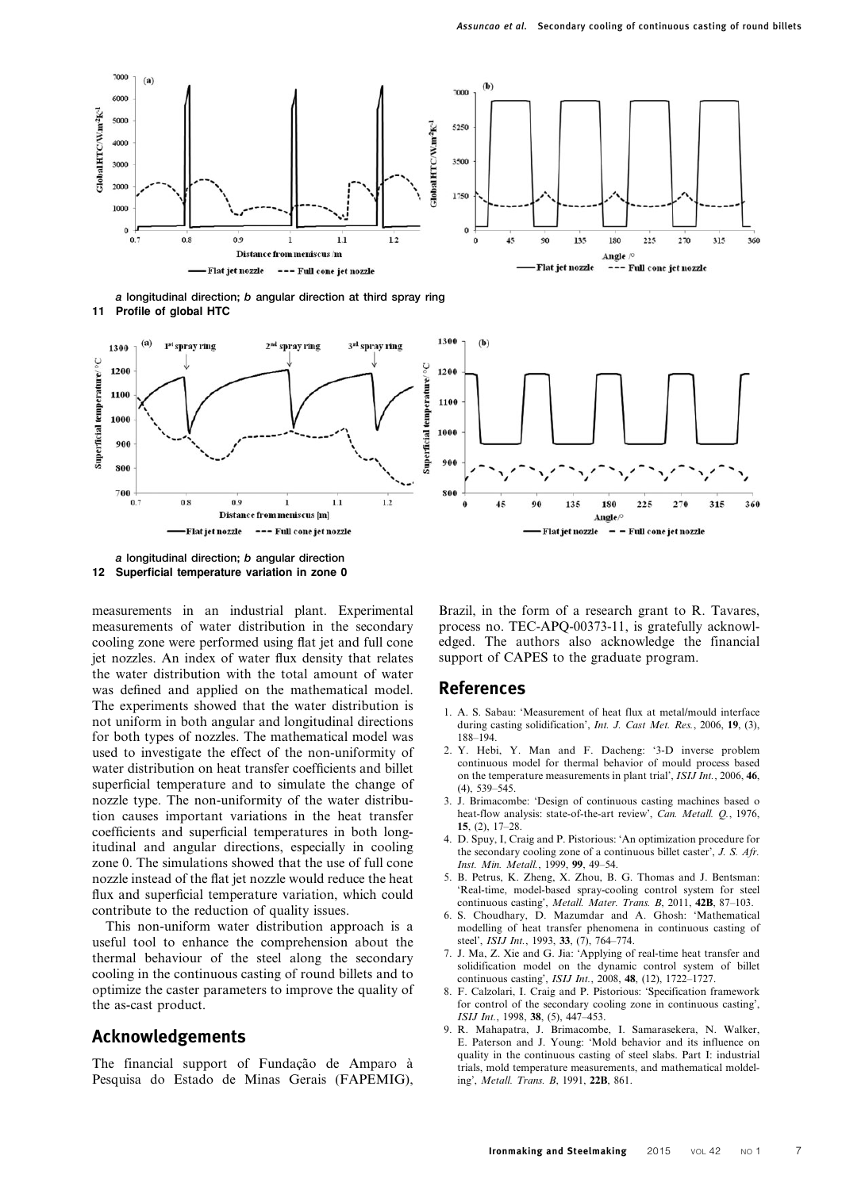(a)

7000

6000

5000

4000

3000

2000

1000

0

Global HTC/W.m$^{-2}$K$^{-1}$

0.7 0.8 0.9 1 1.1 1.2

Distance from meniscus /m

—— Flat jet nozzle - - - Full cone jet nozzle

(b)

7000

5250

3500

1750

0

Global HTC/W.m$^{-2}$K$^{-1}$

0 45 90 135 180 225 270 315 360

Angle /°

—— Flat jet nozzle - - - Full cone jet nozzle

*a* longitudinal direction; *b* angular direction at third spray ring

**11 Profile of global HTC**

(a) 1st spray ring 2nd spray ring 3rd spray ring

1300

1200

1100

1000

900

800

700

Superficial temperature/°C

0.7 0.8 0.9 1 1.1 1.2

Distance from meniscus [m]

—— Flat jet nozzle - - - Full cone jet nozzle

(b)

1300

1200

1100

1000

900

800

Superficial temperature/°C

0 45 90 135 180 225 270 315 360

Angle/°

—— Flat jet nozzle - - - Full cone jet nozzle

*a* longitudinal direction; *b* angular direction

**12 Superficial temperature variation in zone 0**

measurements in an industrial plant. Experimental measurements of water distribution in the secondary cooling zone were performed using flat jet and full cone jet nozzles. An index of water flux density that relates the water distribution with the total amount of water was defined and applied on the mathematical model. The experiments showed that the water distribution is not uniform in both angular and longitudinal directions for both types of nozzles. The mathematical model was used to investigate the effect of the non-uniformity of water distribution on heat transfer coefficients and billet superficial temperature and to simulate the change of nozzle type. The non-uniformity of the water distribution causes important variations in the heat transfer coefficients and superficial temperatures in both longitudinal and angular directions, especially in cooling zone 0. The simulations showed that the use of full cone nozzle instead of the flat jet nozzle would reduce the heat flux and superficial temperature variation, which could contribute to the reduction of quality issues.

This non-uniform water distribution approach is a useful tool to enhance the comprehension about the thermal behaviour of the steel along the secondary cooling in the continuous casting of round billets and to optimize the caster parameters to improve the quality of the as-cast product.

## Acknowledgements

The financial support of Fundação de Amparo à Pesquisa do Estado de Minas Gerais (FAPEMIG), Brazil, in the form of a research grant to R. Tavares, process no. TEC-APQ-00373-11, is gratefully acknowledged. The authors also acknowledge the financial support of CAPES to the graduate program.

## References

1. A. S. Sabau: 'Measurement of heat flux at metal/mould interface during casting solidification', *Int. J. Cast Met. Res.*, 2006, **19**, (3), 188–194.
2. Y. Hebi, Y. Man and F. Dacheng: '3-D inverse problem continuous model for thermal behavior of mould process based on the temperature measurements in plant trial', *ISIJ Int.*, 2006, **46**, (4), 539–545.
3. J. Brimacombe: 'Design of continuous casting machines based o heat-flow analysis: state-of-the-art review', *Can. Metall. Q.*, 1976, **15**, (2), 17–28.
4. D. Spuy, I, Craig and P. Pistorious: 'An optimization procedure for the secondary cooling zone of a continuous billet caster', *J. S. Afr. Inst. Min. Metall.*, 1999, **99**, 49–54.
5. B. Petrus, K. Zheng, X. Zhou, B. G. Thomas and J. Bentsman: 'Real-time, model-based spray-cooling control system for steel continuous casting', *Metall. Mater. Trans. B*, 2011, **42B**, 87–103.
6. S. Choudhary, D. Mazumdar and A. Ghosh: 'Mathematical modelling of heat transfer phenomena in continuous casting of steel', *ISIJ Int.*, 1993, **33**, (7), 764–774.
7. J. Ma, Z. Xie and G. Jia: 'Applying of real-time heat transfer and solidification model on the dynamic control system of billet continuous casting', *ISIJ Int.*, 2008, **48**, (12), 1722–1727.
8. F. Calzolari, I. Craig and P. Pistorious: 'Specification framework for control of the secondary cooling zone in continuous casting', *ISIJ Int.*, 1998, **38**, (5), 447–453.
9. R. Mahapatra, J. Brimacombe, I. Samarasekera, N. Walker, E. Paterson and J. Young: 'Mold behavior and its influence on quality in the continuous casting of steel slabs. Part I: industrial trials, mold temperature measurements, and mathematical moldeling', *Metall. Trans. B*, 1991, **22B**, 861.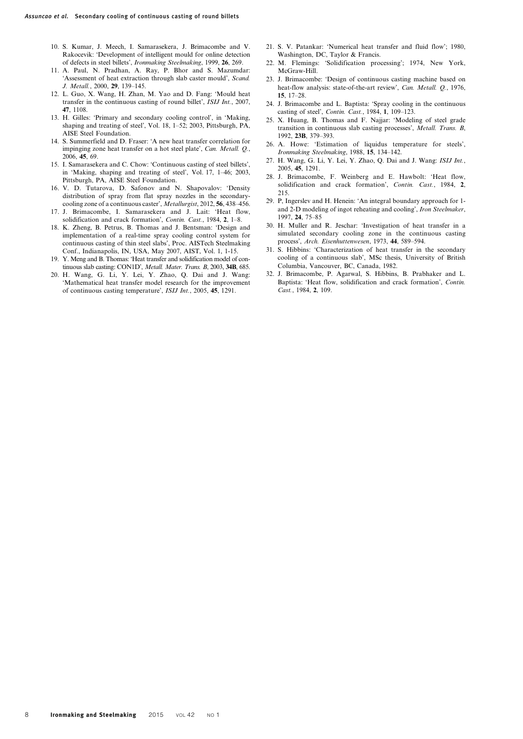10. S. Kumar, J. Meech, I. Samarasekera, J. Brimacombe and V. Rakocevik: 'Development of intelligent mould for online detection of defects in steel billets', *Ironmaking Steelmaking*, 1999, **26**, 269.
11. A. Paul, N. Pradhan, A. Ray, P. Bhor and S. Mazumdar: 'Assessment of heat extraction through slab caster mould', *Scand. J. Metall.*, 2000, **29**, 139–145.
12. L. Guo, X. Wang, H. Zhan, M. Yao and D. Fang: 'Mould heat transfer in the continuous casting of round billet', *ISIJ Int.*, 2007, **47**, 1108.
13. H. Gilles: 'Primary and secondary cooling control', in 'Making, shaping and treating of steel', Vol. 18, 1–52; 2003, Pittsburgh, PA, AISE Steel Foundation.
14. S. Summerfield and D. Fraser: 'A new heat transfer correlation for impinging zone heat transfer on a hot steel plate', *Can. Metall. Q.*, 2006, **45**, 69.
15. I. Samarasekera and C. Chow: 'Continuous casting of steel billets', in 'Making, shaping and treating of steel', Vol. 17, 1–46; 2003, Pittsburgh, PA, AISE Steel Foundation.
16. V. D. Tutarova, D. Safonov and N. Shapovalov: 'Density distribution of spray from flat spray nozzles in the secondary-cooling zone of a continuous caster', *Metallurgist*, 2012, **56**, 438–456.
17. J. Brimacombe, I. Samarasekera and J. Lait: 'Heat flow, solidification and crack formation', *Contin. Cast.*, 1984, **2**, 1–8.
18. K. Zheng, B. Petrus, B. Thomas and J. Bentsman: 'Design and implementation of a real-time spray cooling control system for continuous casting of thin steel slabs', Proc. AISTech Steelmaking Conf., Indianapolis, IN, USA, May 2007, AIST, Vol. 1, 1-15.
19. Y. Meng and B. Thomas: 'Heat transfer and solidification model of continuous slab casting: CON1D', *Metall. Mater. Trans. B*, 2003, **34B**, 685.
20. H. Wang, G. Li, Y. Lei, Y. Zhao, Q. Dai and J. Wang: 'Mathematical heat transfer model research for the improvement of continuous casting temperature', *ISIJ Int.*, 2005, **45**, 1291.
21. S. V. Patankar: 'Numerical heat transfer and fluid flow'; 1980, Washington, DC, Taylor & Francis.
22. M. Flemings: 'Solidification processing'; 1974, New York, McGraw-Hill.
23. J. Brimacombe: 'Design of continuous casting machine based on heat-flow analysis: state-of-the-art review', *Can. Metall. Q.*, 1976, **15**, 17–28.
24. J. Brimacombe and L. Baptista: 'Spray cooling in the continuous casting of steel', *Contin. Cast.*, 1984, **1**, 109–123.
25. X. Huang, B. Thomas and F. Najjar: 'Modeling of steel grade transition in continuous slab casting processes', *Metall. Trans. B*, 1992, **23B**, 379–393.
26. A. Howe: 'Estimation of liquidus temperature for steels', *Ironmaking Steelmaking*, 1988, **15**, 134–142.
27. H. Wang, G. Li, Y. Lei, Y. Zhao, Q. Dai and J. Wang: *ISIJ Int.*, 2005, **45**, 1291.
28. J. Brimacombe, F. Weinberg and E. Hawbolt: 'Heat flow, solidification and crack formation', *Contin. Cast.*, 1984, **2**, 215.
29. P, Ingerslev and H. Henein: 'An integral boundary approach for 1- and 2-D modeling of ingot reheating and cooling', *Iron Steelmaker*, 1997, **24**, 75–85
30. H. Muller and R. Jeschar: 'Investigation of heat transfer in a simulated secondary cooling zone in the continuous casting process', *Arch. Eisenhuttenwesen*, 1973, **44**, 589–594.
31. S. Hibbins: 'Characterization of heat transfer in the secondary cooling of a continuous slab', MSc thesis, University of British Columbia, Vancouver, BC, Canada, 1982.
32. J. Brimacombe, P. Agarwal, S. Hibbins, B. Prabhaker and L. Baptista: 'Heat flow, solidification and crack formation', *Contin. Cast.*, 1984, **2**, 109.